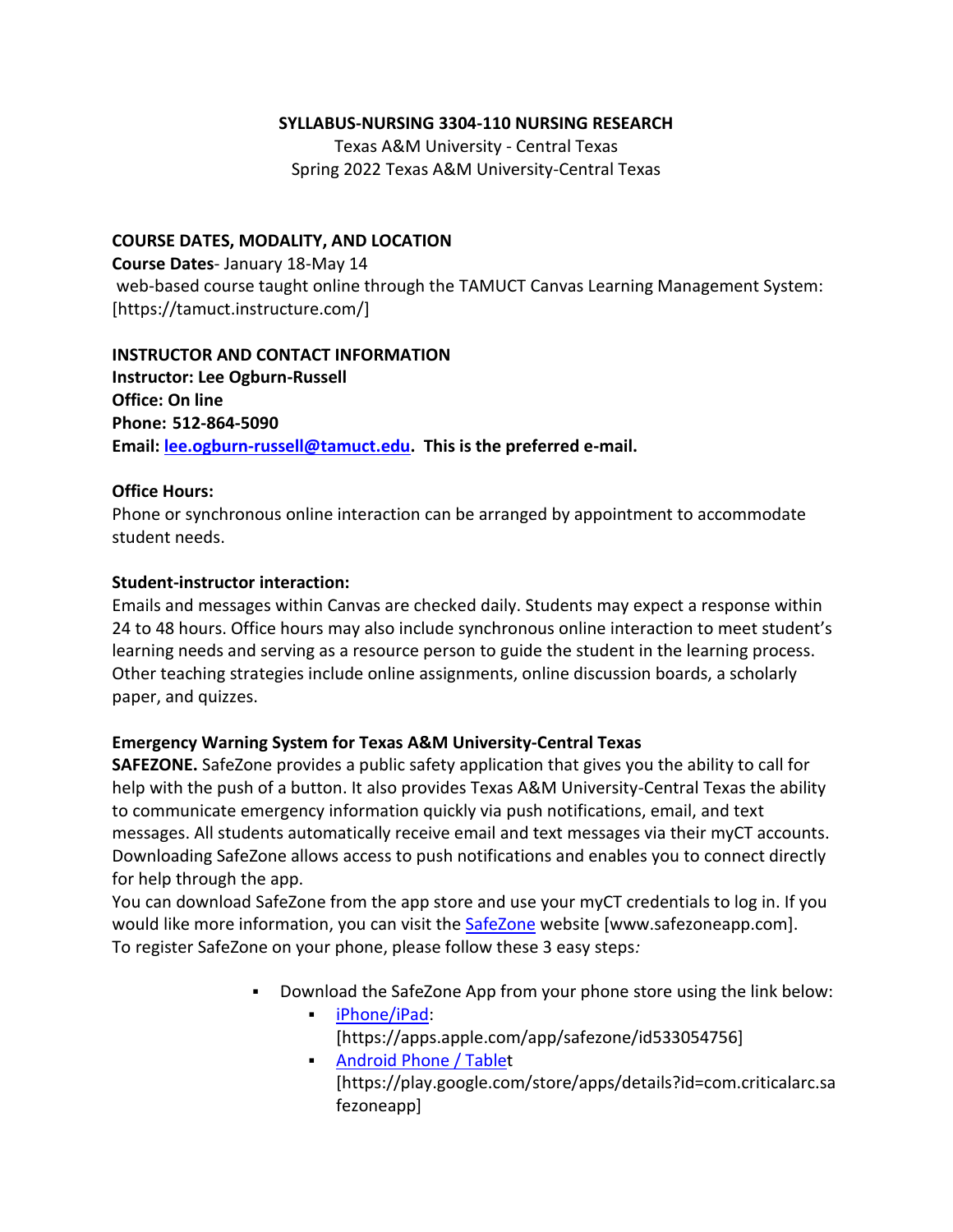**SYLLABUS-NURSING 3304-110 NURSING RESEARCH**

Texas A&M University - Central Texas
Spring 2022 Texas A&M University-Central Texas

**COURSE DATES, MODALITY, AND LOCATION**

**Course Dates**- January 18-May 14
web-based course taught online through the TAMUCT Canvas Learning Management System: [https://tamuct.instructure.com/]

**INSTRUCTOR AND CONTACT INFORMATION**

**Instructor: Lee Ogburn-Russell**
**Office: On line**
**Phone: 512-864-5090**
**Email: lee.ogburn-russell@tamuct.edu. This is the preferred e-mail.**

**Office Hours:**

Phone or synchronous online interaction can be arranged by appointment to accommodate student needs.

**Student-instructor interaction:**

Emails and messages within Canvas are checked daily. Students may expect a response within 24 to 48 hours. Office hours may also include synchronous online interaction to meet student's learning needs and serving as a resource person to guide the student in the learning process. Other teaching strategies include online assignments, online discussion boards, a scholarly paper, and quizzes.

**Emergency Warning System for Texas A&M University-Central Texas**

**SAFEZONE.** SafeZone provides a public safety application that gives you the ability to call for help with the push of a button. It also provides Texas A&M University-Central Texas the ability to communicate emergency information quickly via push notifications, email, and text messages. All students automatically receive email and text messages via their myCT accounts. Downloading SafeZone allows access to push notifications and enables you to connect directly for help through the app.

You can download SafeZone from the app store and use your myCT credentials to log in. If you would like more information, you can visit the SafeZone website [www.safezoneapp.com]. To register SafeZone on your phone, please follow these 3 easy steps*:*

- Download the SafeZone App from your phone store using the link below:
  - iPhone/iPad: [https://apps.apple.com/app/safezone/id533054756]
  - Android Phone / Tablet [https://play.google.com/store/apps/details?id=com.criticalarc.safezoneapp]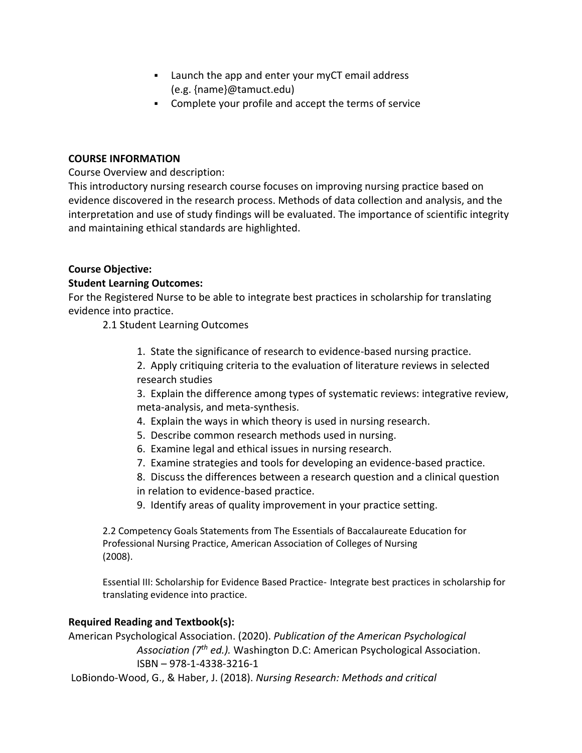- Launch the app and enter your myCT email address (e.g. {name}@tamuct.edu)
- Complete your profile and accept the terms of service

**COURSE INFORMATION**

Course Overview and description:

This introductory nursing research course focuses on improving nursing practice based on evidence discovered in the research process. Methods of data collection and analysis, and the interpretation and use of study findings will be evaluated. The importance of scientific integrity and maintaining ethical standards are highlighted.

**Course Objective:**

**Student Learning Outcomes:**

For the Registered Nurse to be able to integrate best practices in scholarship for translating evidence into practice.

2.1 Student Learning Outcomes

1. State the significance of research to evidence-based nursing practice.
2. Apply critiquing criteria to the evaluation of literature reviews in selected research studies
3. Explain the difference among types of systematic reviews: integrative review, meta-analysis, and meta-synthesis.
4. Explain the ways in which theory is used in nursing research.
5. Describe common research methods used in nursing.
6. Examine legal and ethical issues in nursing research.
7. Examine strategies and tools for developing an evidence-based practice.
8. Discuss the differences between a research question and a clinical question in relation to evidence-based practice.
9. Identify areas of quality improvement in your practice setting.

2.2 Competency Goals Statements from The Essentials of Baccalaureate Education for Professional Nursing Practice, American Association of Colleges of Nursing (2008).

Essential III: Scholarship for Evidence Based Practice- Integrate best practices in scholarship for translating evidence into practice.

**Required Reading and Textbook(s):**

American Psychological Association. (2020). *Publication of the American Psychological Association (7th ed.).* Washington D.C: American Psychological Association. ISBN – 978-1-4338-3216-1

LoBiondo-Wood, G., & Haber, J. (2018). *Nursing Research: Methods and critical*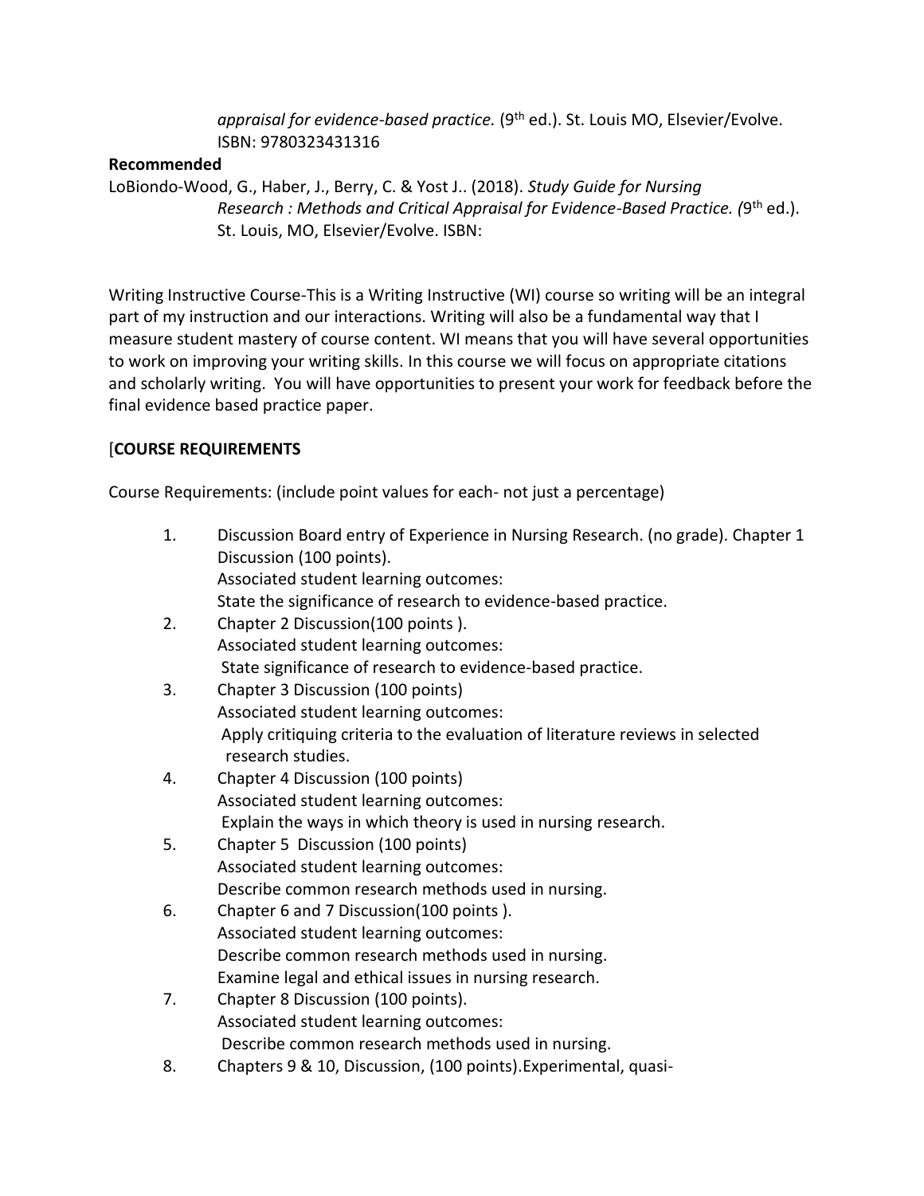*appraisal for evidence-based practice.* (9th ed.). St. Louis MO, Elsevier/Evolve. ISBN: 9780323431316

**Recommended**

LoBiondo-Wood, G., Haber, J., Berry, C. & Yost J.. (2018). *Study Guide for Nursing Research : Methods and Critical Appraisal for Evidence-Based Practice. (*9th ed.). St. Louis, MO, Elsevier/Evolve. ISBN:

Writing Instructive Course-This is a Writing Instructive (WI) course so writing will be an integral part of my instruction and our interactions. Writing will also be a fundamental way that I measure student mastery of course content. WI means that you will have several opportunities to work on improving your writing skills. In this course we will focus on appropriate citations and scholarly writing. You will have opportunities to present your work for feedback before the final evidence based practice paper.

[**COURSE REQUIREMENTS**

Course Requirements: (include point values for each- not just a percentage)

1. Discussion Board entry of Experience in Nursing Research. (no grade). Chapter 1 Discussion (100 points).
   Associated student learning outcomes:
   State the significance of research to evidence-based practice.
2. Chapter 2 Discussion(100 points ).
   Associated student learning outcomes:
   State significance of research to evidence-based practice.
3. Chapter 3 Discussion (100 points)
   Associated student learning outcomes:
   Apply critiquing criteria to the evaluation of literature reviews in selected research studies.
4. Chapter 4 Discussion (100 points)
   Associated student learning outcomes:
   Explain the ways in which theory is used in nursing research.
5. Chapter 5 Discussion (100 points)
   Associated student learning outcomes:
   Describe common research methods used in nursing.
6. Chapter 6 and 7 Discussion(100 points ).
   Associated student learning outcomes:
   Describe common research methods used in nursing.
   Examine legal and ethical issues in nursing research.
7. Chapter 8 Discussion (100 points).
   Associated student learning outcomes:
   Describe common research methods used in nursing.
8. Chapters 9 & 10, Discussion, (100 points).Experimental, quasi-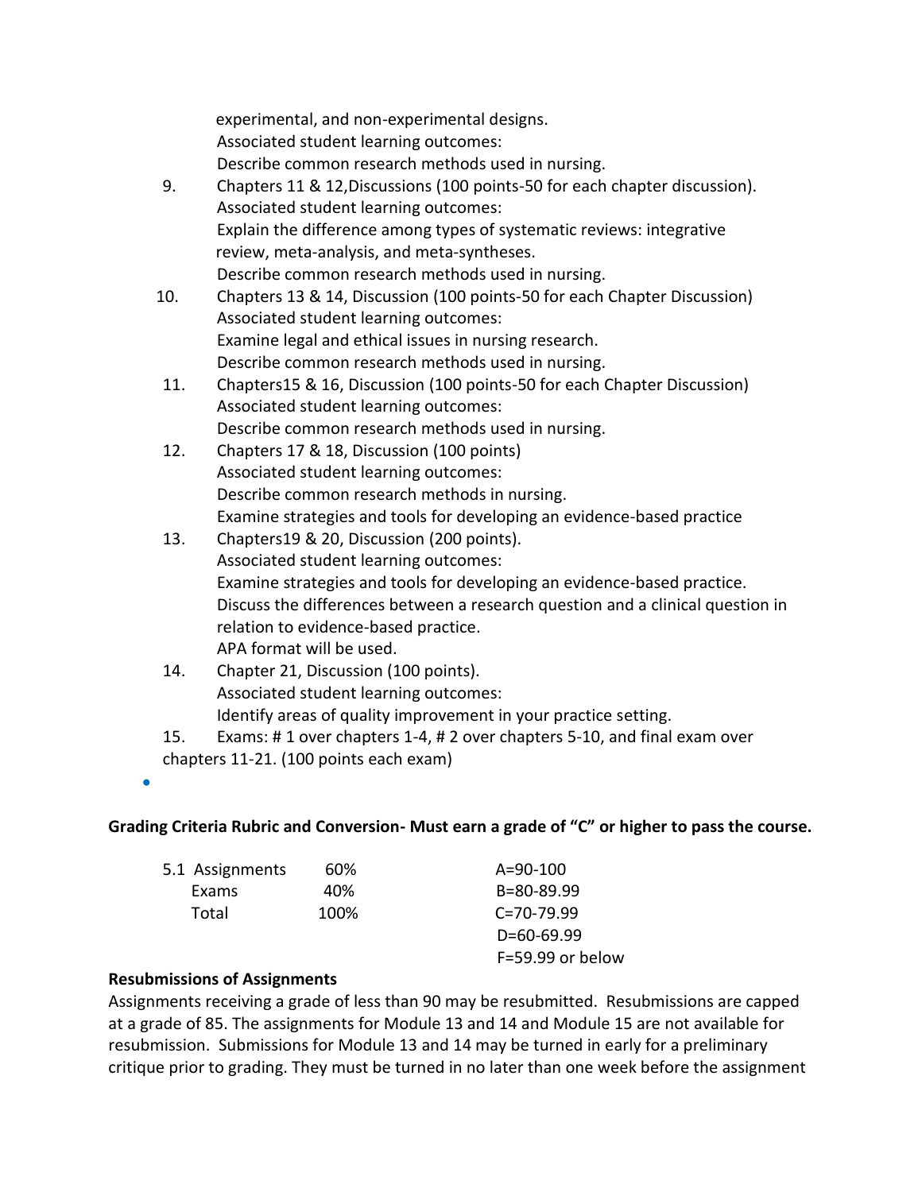experimental, and non-experimental designs.
Associated student learning outcomes:
Describe common research methods used in nursing.

9. Chapters 11 & 12,Discussions (100 points-50 for each chapter discussion).
   Associated student learning outcomes:
   Explain the difference among types of systematic reviews: integrative review, meta-analysis, and meta-syntheses.
   Describe common research methods used in nursing.
10. Chapters 13 & 14, Discussion (100 points-50 for each Chapter Discussion)
    Associated student learning outcomes:
    Examine legal and ethical issues in nursing research.
    Describe common research methods used in nursing.
11. Chapters15 & 16, Discussion (100 points-50 for each Chapter Discussion)
    Associated student learning outcomes:
    Describe common research methods used in nursing.
12. Chapters 17 & 18, Discussion (100 points)
    Associated student learning outcomes:
    Describe common research methods in nursing.
    Examine strategies and tools for developing an evidence-based practice
13. Chapters19 & 20, Discussion (200 points).
    Associated student learning outcomes:
    Examine strategies and tools for developing an evidence-based practice.
    Discuss the differences between a research question and a clinical question in relation to evidence-based practice.
    APA format will be used.
14. Chapter 21, Discussion (100 points).
    Associated student learning outcomes:
    Identify areas of quality improvement in your practice setting.
15. Exams: # 1 over chapters 1-4, # 2 over chapters 5-10, and final exam over chapters 11-21. (100 points each exam)

**Grading Criteria Rubric and Conversion- Must earn a grade of "C" or higher to pass the course.**

| 5.1 Assignments | 60% | A=90-100 |
|---|---|---|
| Exams | 40% | B=80-89.99 |
| Total | 100% | C=70-79.99 |
| | | D=60-69.99 |
| | | F=59.99 or below |

**Resubmissions of Assignments**

Assignments receiving a grade of less than 90 may be resubmitted. Resubmissions are capped at a grade of 85. The assignments for Module 13 and 14 and Module 15 are not available for resubmission. Submissions for Module 13 and 14 may be turned in early for a preliminary critique prior to grading. They must be turned in no later than one week before the assignment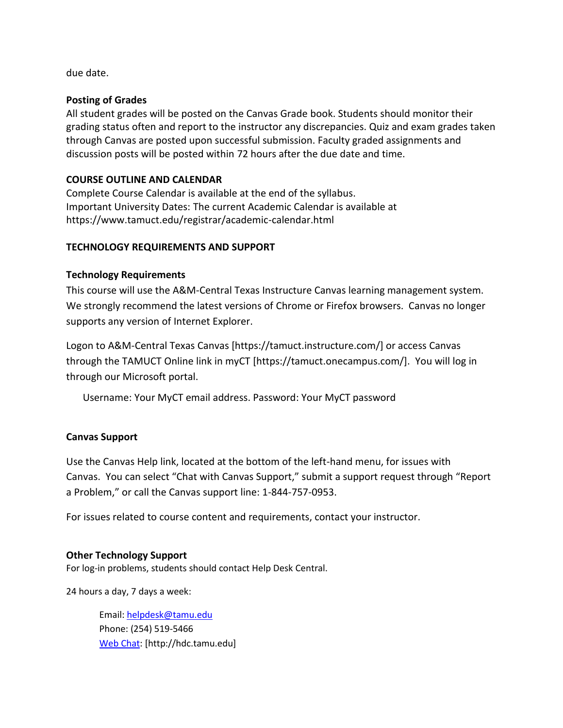due date.

**Posting of Grades**

All student grades will be posted on the Canvas Grade book. Students should monitor their grading status often and report to the instructor any discrepancies. Quiz and exam grades taken through Canvas are posted upon successful submission. Faculty graded assignments and discussion posts will be posted within 72 hours after the due date and time.

**COURSE OUTLINE AND CALENDAR**

Complete Course Calendar is available at the end of the syllabus.
Important University Dates: The current Academic Calendar is available at https://www.tamuct.edu/registrar/academic-calendar.html

**TECHNOLOGY REQUIREMENTS AND SUPPORT**

**Technology Requirements**

This course will use the A&M-Central Texas Instructure Canvas learning management system. We strongly recommend the latest versions of Chrome or Firefox browsers. Canvas no longer supports any version of Internet Explorer.

Logon to A&M-Central Texas Canvas [https://tamuct.instructure.com/] or access Canvas through the TAMUCT Online link in myCT [https://tamuct.onecampus.com/]. You will log in through our Microsoft portal.

Username: Your MyCT email address. Password: Your MyCT password

**Canvas Support**

Use the Canvas Help link, located at the bottom of the left-hand menu, for issues with Canvas. You can select “Chat with Canvas Support,” submit a support request through “Report a Problem,” or call the Canvas support line: 1-844-757-0953.

For issues related to course content and requirements, contact your instructor.

**Other Technology Support**

For log-in problems, students should contact Help Desk Central.

24 hours a day, 7 days a week:

Email: helpdesk@tamu.edu
Phone: (254) 519-5466
Web Chat: [http://hdc.tamu.edu]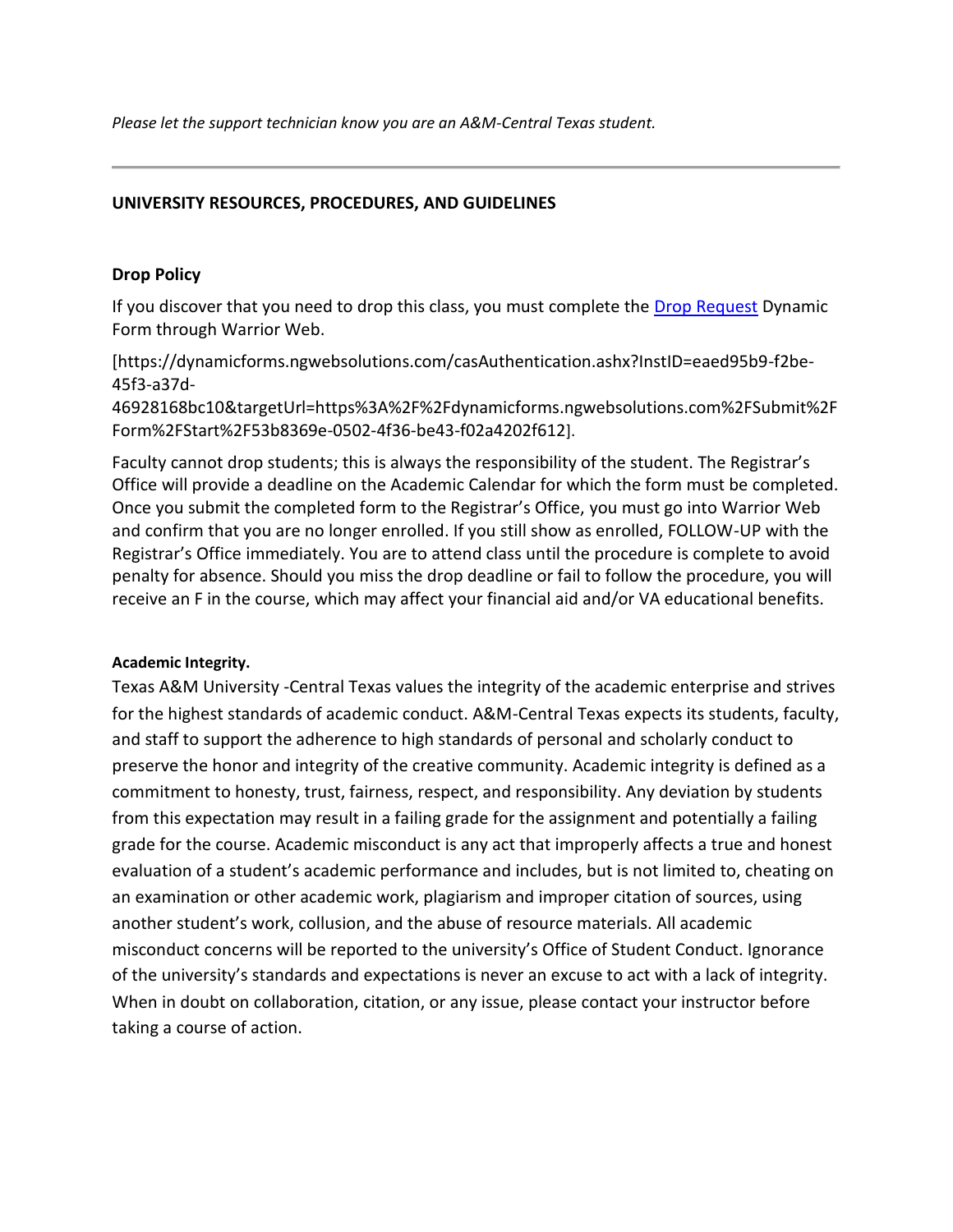*Please let the support technician know you are an A&M-Central Texas student.*

---

## UNIVERSITY RESOURCES, PROCEDURES, AND GUIDELINES

### Drop Policy

If you discover that you need to drop this class, you must complete the [Drop Request](https://dynamicforms.ngwebsolutions.com/casAuthentication.ashx?InstID=eaed95b9-f2be-45f3-a37d-46928168bc10&targetUrl=https%3A%2F%2Fdynamicforms.ngwebsolutions.com%2FSubmit%2FForm%2FStart%2F53b8369e-0502-4f36-be43-f02a4202f612) Dynamic Form through Warrior Web.

[https://dynamicforms.ngwebsolutions.com/casAuthentication.ashx?InstID=eaed95b9-f2be-45f3-a37d-46928168bc10&targetUrl=https%3A%2F%2Fdynamicforms.ngwebsolutions.com%2FSubmit%2FForm%2FStart%2F53b8369e-0502-4f36-be43-f02a4202f612].

Faculty cannot drop students; this is always the responsibility of the student. The Registrar's Office will provide a deadline on the Academic Calendar for which the form must be completed. Once you submit the completed form to the Registrar's Office, you must go into Warrior Web and confirm that you are no longer enrolled. If you still show as enrolled, FOLLOW-UP with the Registrar's Office immediately. You are to attend class until the procedure is complete to avoid penalty for absence. Should you miss the drop deadline or fail to follow the procedure, you will receive an F in the course, which may affect your financial aid and/or VA educational benefits.

**Academic Integrity.**

Texas A&M University -Central Texas values the integrity of the academic enterprise and strives for the highest standards of academic conduct. A&M-Central Texas expects its students, faculty, and staff to support the adherence to high standards of personal and scholarly conduct to preserve the honor and integrity of the creative community. Academic integrity is defined as a commitment to honesty, trust, fairness, respect, and responsibility. Any deviation by students from this expectation may result in a failing grade for the assignment and potentially a failing grade for the course. Academic misconduct is any act that improperly affects a true and honest evaluation of a student's academic performance and includes, but is not limited to, cheating on an examination or other academic work, plagiarism and improper citation of sources, using another student's work, collusion, and the abuse of resource materials. All academic misconduct concerns will be reported to the university's Office of Student Conduct. Ignorance of the university's standards and expectations is never an excuse to act with a lack of integrity. When in doubt on collaboration, citation, or any issue, please contact your instructor before taking a course of action.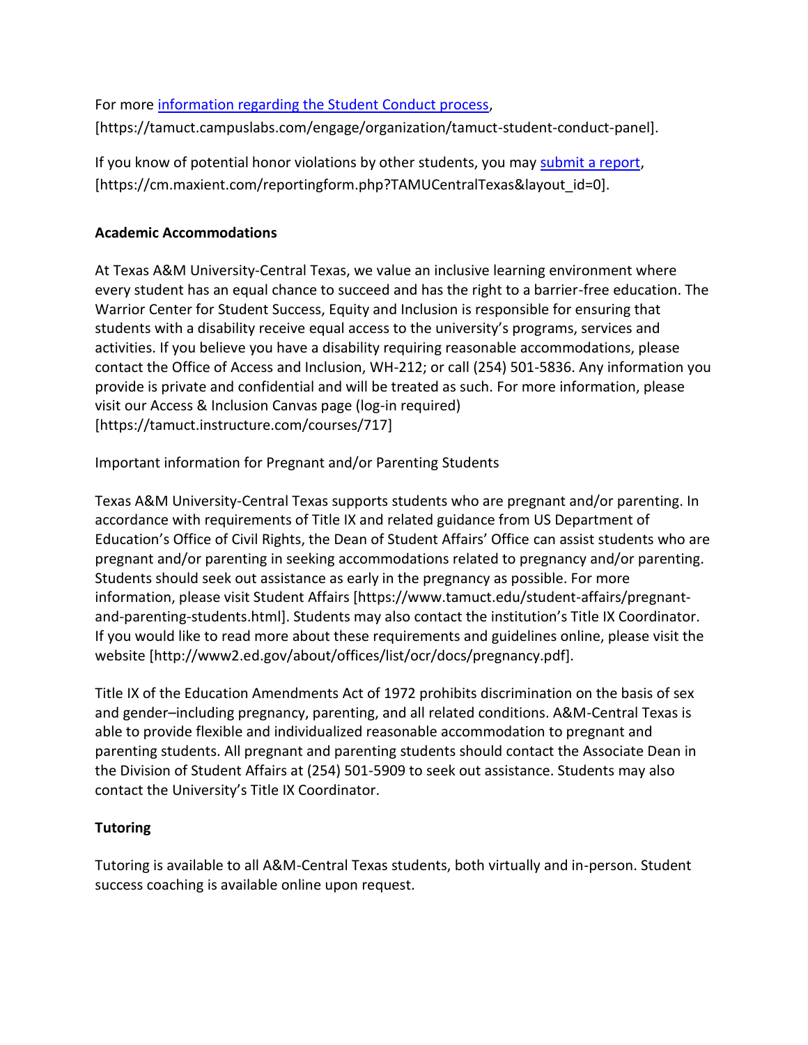For more [information regarding the Student Conduct process](https://tamuct.campuslabs.com/engage/organization/tamuct-student-conduct-panel), [https://tamuct.campuslabs.com/engage/organization/tamuct-student-conduct-panel].

If you know of potential honor violations by other students, you may [submit a report](https://cm.maxient.com/reportingform.php?TAMUCentralTexas&layout_id=0), [https://cm.maxient.com/reportingform.php?TAMUCentralTexas&layout_id=0].

**Academic Accommodations**

At Texas A&M University-Central Texas, we value an inclusive learning environment where every student has an equal chance to succeed and has the right to a barrier-free education. The Warrior Center for Student Success, Equity and Inclusion is responsible for ensuring that students with a disability receive equal access to the university's programs, services and activities. If you believe you have a disability requiring reasonable accommodations, please contact the Office of Access and Inclusion, WH-212; or call (254) 501-5836. Any information you provide is private and confidential and will be treated as such. For more information, please visit our Access & Inclusion Canvas page (log-in required) [https://tamuct.instructure.com/courses/717]

Important information for Pregnant and/or Parenting Students

Texas A&M University-Central Texas supports students who are pregnant and/or parenting. In accordance with requirements of Title IX and related guidance from US Department of Education's Office of Civil Rights, the Dean of Student Affairs' Office can assist students who are pregnant and/or parenting in seeking accommodations related to pregnancy and/or parenting. Students should seek out assistance as early in the pregnancy as possible. For more information, please visit Student Affairs [https://www.tamuct.edu/student-affairs/pregnant-and-parenting-students.html]. Students may also contact the institution's Title IX Coordinator. If you would like to read more about these requirements and guidelines online, please visit the website [http://www2.ed.gov/about/offices/list/ocr/docs/pregnancy.pdf].

Title IX of the Education Amendments Act of 1972 prohibits discrimination on the basis of sex and gender–including pregnancy, parenting, and all related conditions. A&M-Central Texas is able to provide flexible and individualized reasonable accommodation to pregnant and parenting students. All pregnant and parenting students should contact the Associate Dean in the Division of Student Affairs at (254) 501-5909 to seek out assistance. Students may also contact the University's Title IX Coordinator.

**Tutoring**

Tutoring is available to all A&M-Central Texas students, both virtually and in-person. Student success coaching is available online upon request.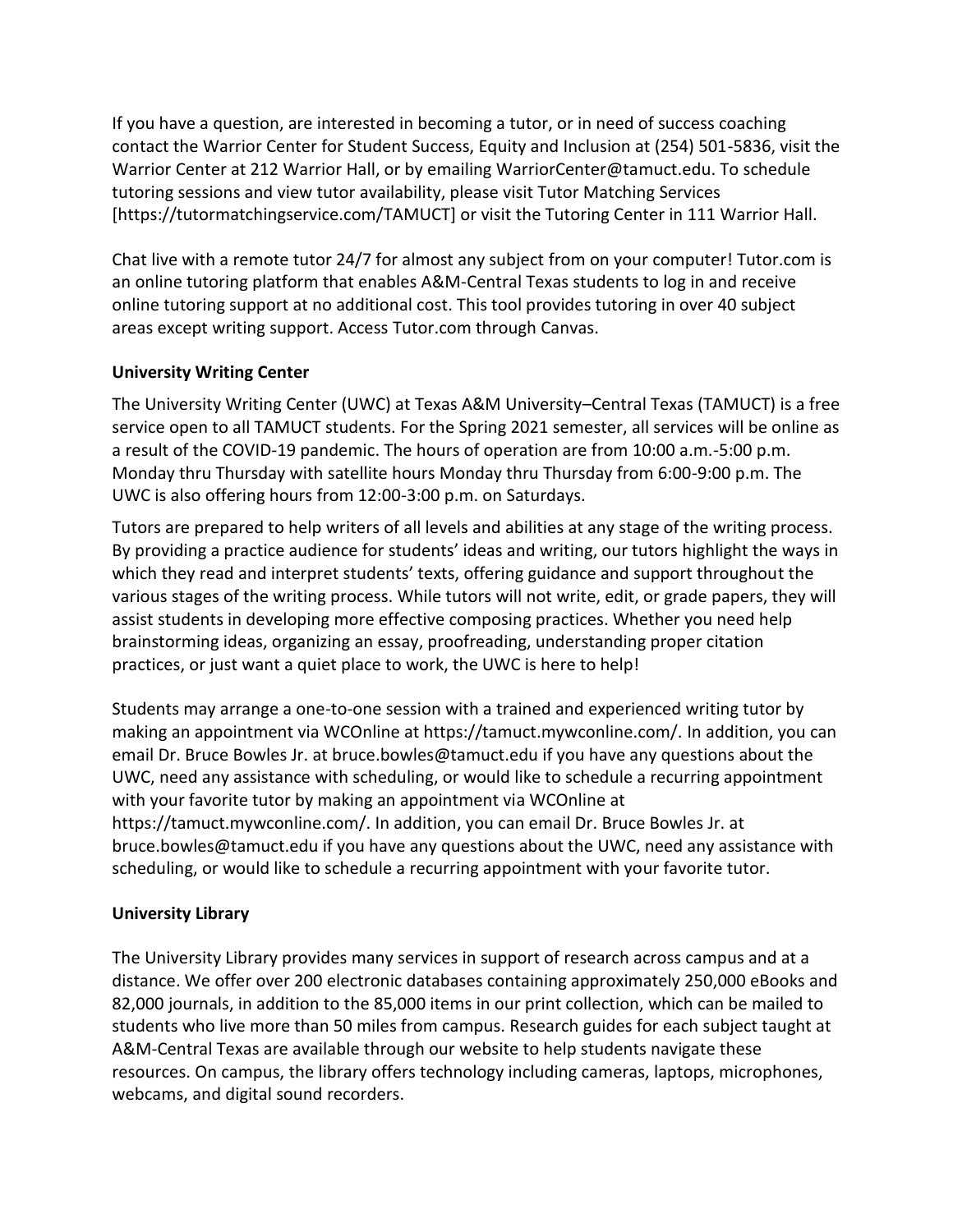If you have a question, are interested in becoming a tutor, or in need of success coaching contact the Warrior Center for Student Success, Equity and Inclusion at (254) 501-5836, visit the Warrior Center at 212 Warrior Hall, or by emailing WarriorCenter@tamuct.edu. To schedule tutoring sessions and view tutor availability, please visit Tutor Matching Services [https://tutormatchingservice.com/TAMUCT] or visit the Tutoring Center in 111 Warrior Hall.

Chat live with a remote tutor 24/7 for almost any subject from on your computer! Tutor.com is an online tutoring platform that enables A&M-Central Texas students to log in and receive online tutoring support at no additional cost. This tool provides tutoring in over 40 subject areas except writing support. Access Tutor.com through Canvas.

**University Writing Center**

The University Writing Center (UWC) at Texas A&M University–Central Texas (TAMUCT) is a free service open to all TAMUCT students. For the Spring 2021 semester, all services will be online as a result of the COVID-19 pandemic. The hours of operation are from 10:00 a.m.-5:00 p.m. Monday thru Thursday with satellite hours Monday thru Thursday from 6:00-9:00 p.m. The UWC is also offering hours from 12:00-3:00 p.m. on Saturdays.

Tutors are prepared to help writers of all levels and abilities at any stage of the writing process. By providing a practice audience for students' ideas and writing, our tutors highlight the ways in which they read and interpret students' texts, offering guidance and support throughout the various stages of the writing process. While tutors will not write, edit, or grade papers, they will assist students in developing more effective composing practices. Whether you need help brainstorming ideas, organizing an essay, proofreading, understanding proper citation practices, or just want a quiet place to work, the UWC is here to help!

Students may arrange a one-to-one session with a trained and experienced writing tutor by making an appointment via WCOnline at https://tamuct.mywconline.com/. In addition, you can email Dr. Bruce Bowles Jr. at bruce.bowles@tamuct.edu if you have any questions about the UWC, need any assistance with scheduling, or would like to schedule a recurring appointment with your favorite tutor by making an appointment via WCOnline at https://tamuct.mywconline.com/. In addition, you can email Dr. Bruce Bowles Jr. at bruce.bowles@tamuct.edu if you have any questions about the UWC, need any assistance with scheduling, or would like to schedule a recurring appointment with your favorite tutor.

**University Library**

The University Library provides many services in support of research across campus and at a distance. We offer over 200 electronic databases containing approximately 250,000 eBooks and 82,000 journals, in addition to the 85,000 items in our print collection, which can be mailed to students who live more than 50 miles from campus. Research guides for each subject taught at A&M-Central Texas are available through our website to help students navigate these resources. On campus, the library offers technology including cameras, laptops, microphones, webcams, and digital sound recorders.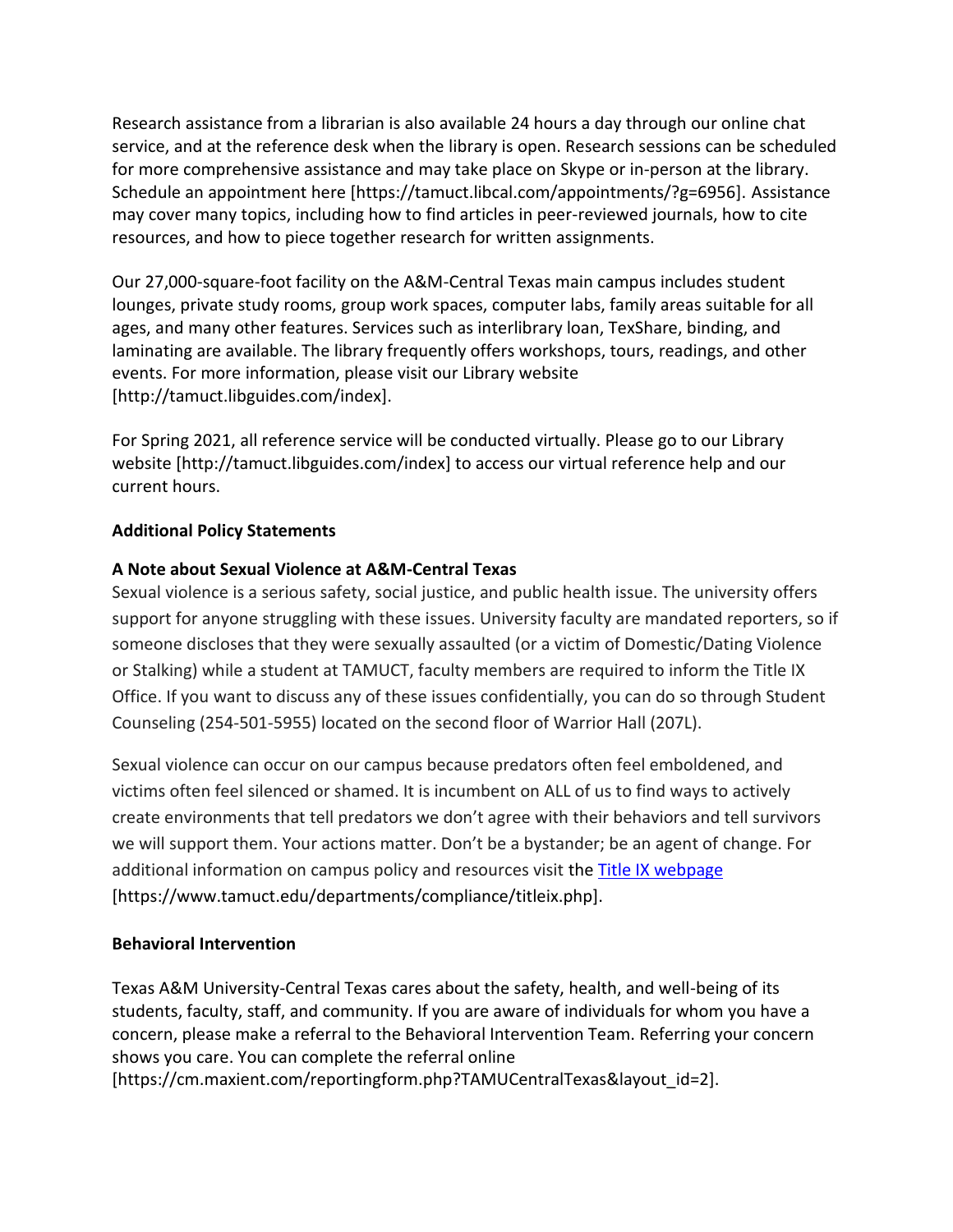Research assistance from a librarian is also available 24 hours a day through our online chat service, and at the reference desk when the library is open. Research sessions can be scheduled for more comprehensive assistance and may take place on Skype or in-person at the library. Schedule an appointment here [https://tamuct.libcal.com/appointments/?g=6956]. Assistance may cover many topics, including how to find articles in peer-reviewed journals, how to cite resources, and how to piece together research for written assignments.

Our 27,000-square-foot facility on the A&M-Central Texas main campus includes student lounges, private study rooms, group work spaces, computer labs, family areas suitable for all ages, and many other features. Services such as interlibrary loan, TexShare, binding, and laminating are available. The library frequently offers workshops, tours, readings, and other events. For more information, please visit our Library website [http://tamuct.libguides.com/index].

For Spring 2021, all reference service will be conducted virtually. Please go to our Library website [http://tamuct.libguides.com/index] to access our virtual reference help and our current hours.

**Additional Policy Statements**

**A Note about Sexual Violence at A&M-Central Texas**

Sexual violence is a serious safety, social justice, and public health issue. The university offers support for anyone struggling with these issues. University faculty are mandated reporters, so if someone discloses that they were sexually assaulted (or a victim of Domestic/Dating Violence or Stalking) while a student at TAMUCT, faculty members are required to inform the Title IX Office. If you want to discuss any of these issues confidentially, you can do so through Student Counseling (254-501-5955) located on the second floor of Warrior Hall (207L).

Sexual violence can occur on our campus because predators often feel emboldened, and victims often feel silenced or shamed. It is incumbent on ALL of us to find ways to actively create environments that tell predators we don't agree with their behaviors and tell survivors we will support them. Your actions matter. Don't be a bystander; be an agent of change. For additional information on campus policy and resources visit the Title IX webpage [https://www.tamuct.edu/departments/compliance/titleix.php].

**Behavioral Intervention**

Texas A&M University-Central Texas cares about the safety, health, and well-being of its students, faculty, staff, and community. If you are aware of individuals for whom you have a concern, please make a referral to the Behavioral Intervention Team. Referring your concern shows you care. You can complete the referral online [https://cm.maxient.com/reportingform.php?TAMUCentralTexas&layout_id=2].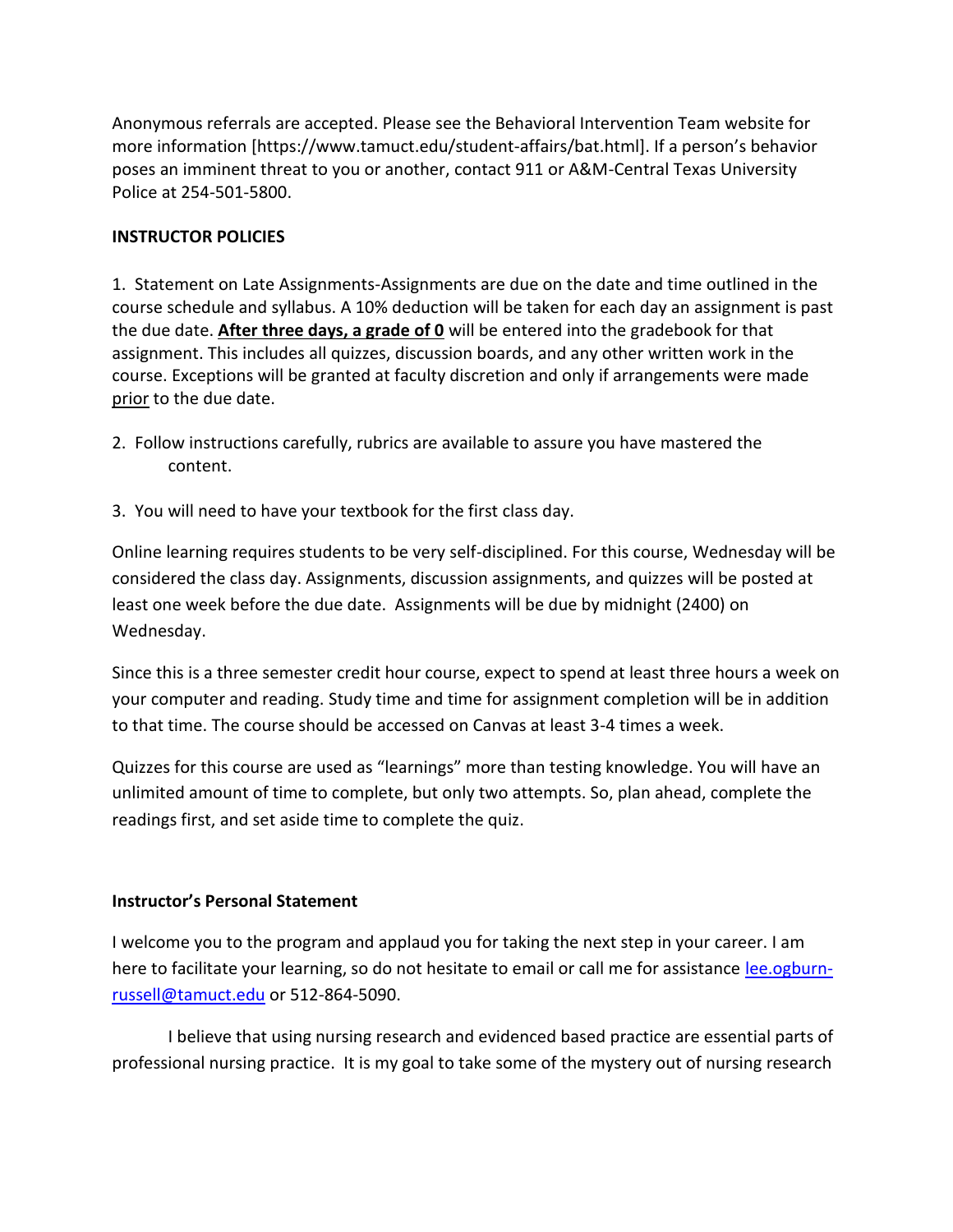Anonymous referrals are accepted. Please see the Behavioral Intervention Team website for more information [https://www.tamuct.edu/student-affairs/bat.html]. If a person's behavior poses an imminent threat to you or another, contact 911 or A&M-Central Texas University Police at 254-501-5800.

**INSTRUCTOR POLICIES**

1. Statement on Late Assignments-Assignments are due on the date and time outlined in the course schedule and syllabus. A 10% deduction will be taken for each day an assignment is past the due date. **After three days, a grade of 0** will be entered into the gradebook for that assignment. This includes all quizzes, discussion boards, and any other written work in the course. Exceptions will be granted at faculty discretion and only if arrangements were made prior to the due date.

2. Follow instructions carefully, rubrics are available to assure you have mastered the content.

3. You will need to have your textbook for the first class day.

Online learning requires students to be very self-disciplined. For this course, Wednesday will be considered the class day. Assignments, discussion assignments, and quizzes will be posted at least one week before the due date. Assignments will be due by midnight (2400) on Wednesday.

Since this is a three semester credit hour course, expect to spend at least three hours a week on your computer and reading. Study time and time for assignment completion will be in addition to that time. The course should be accessed on Canvas at least 3-4 times a week.

Quizzes for this course are used as "learnings" more than testing knowledge. You will have an unlimited amount of time to complete, but only two attempts. So, plan ahead, complete the readings first, and set aside time to complete the quiz.

**Instructor's Personal Statement**

I welcome you to the program and applaud you for taking the next step in your career. I am here to facilitate your learning, so do not hesitate to email or call me for assistance lee.ogburn-russell@tamuct.edu or 512-864-5090.

I believe that using nursing research and evidenced based practice are essential parts of professional nursing practice. It is my goal to take some of the mystery out of nursing research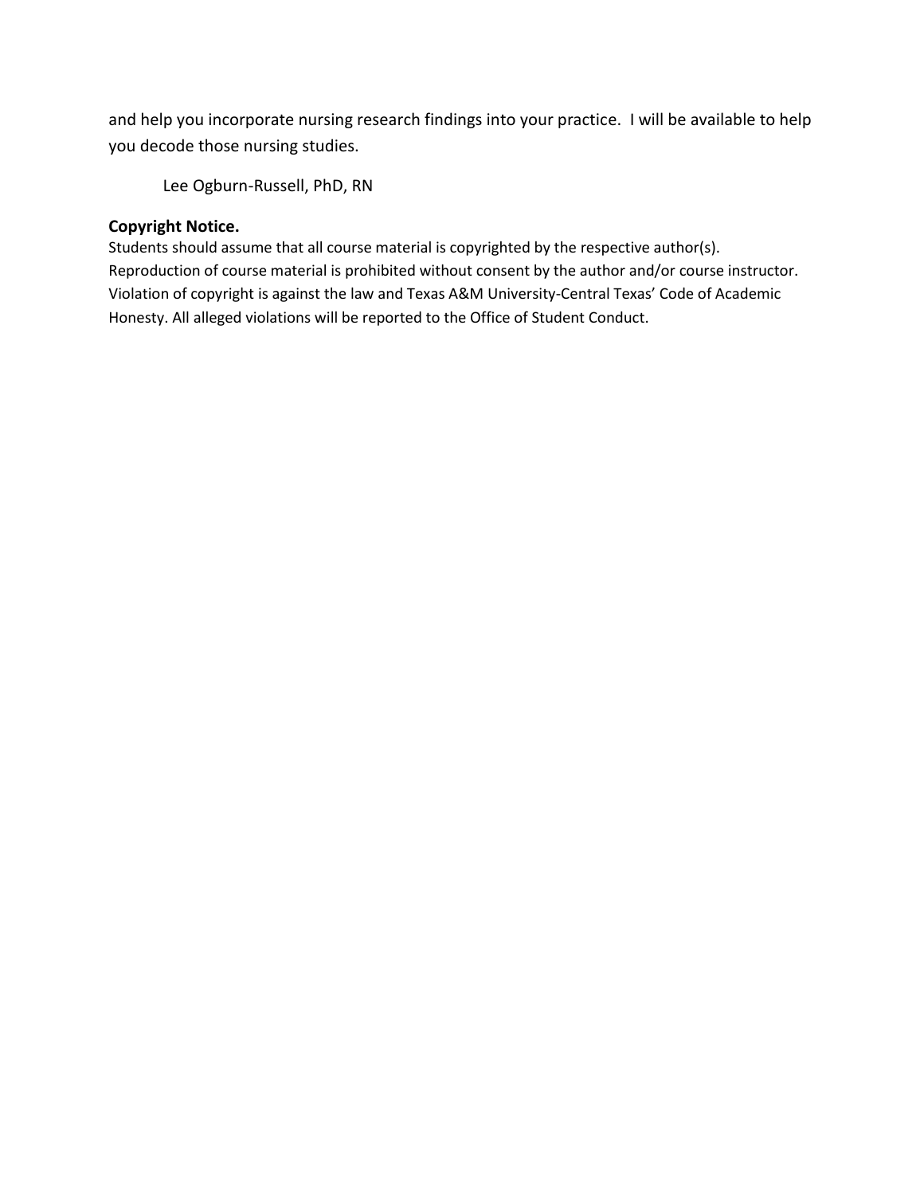and help you incorporate nursing research findings into your practice. I will be available to help you decode those nursing studies.

Lee Ogburn-Russell, PhD, RN

**Copyright Notice.**
Students should assume that all course material is copyrighted by the respective author(s). Reproduction of course material is prohibited without consent by the author and/or course instructor. Violation of copyright is against the law and Texas A&M University-Central Texas' Code of Academic Honesty. All alleged violations will be reported to the Office of Student Conduct.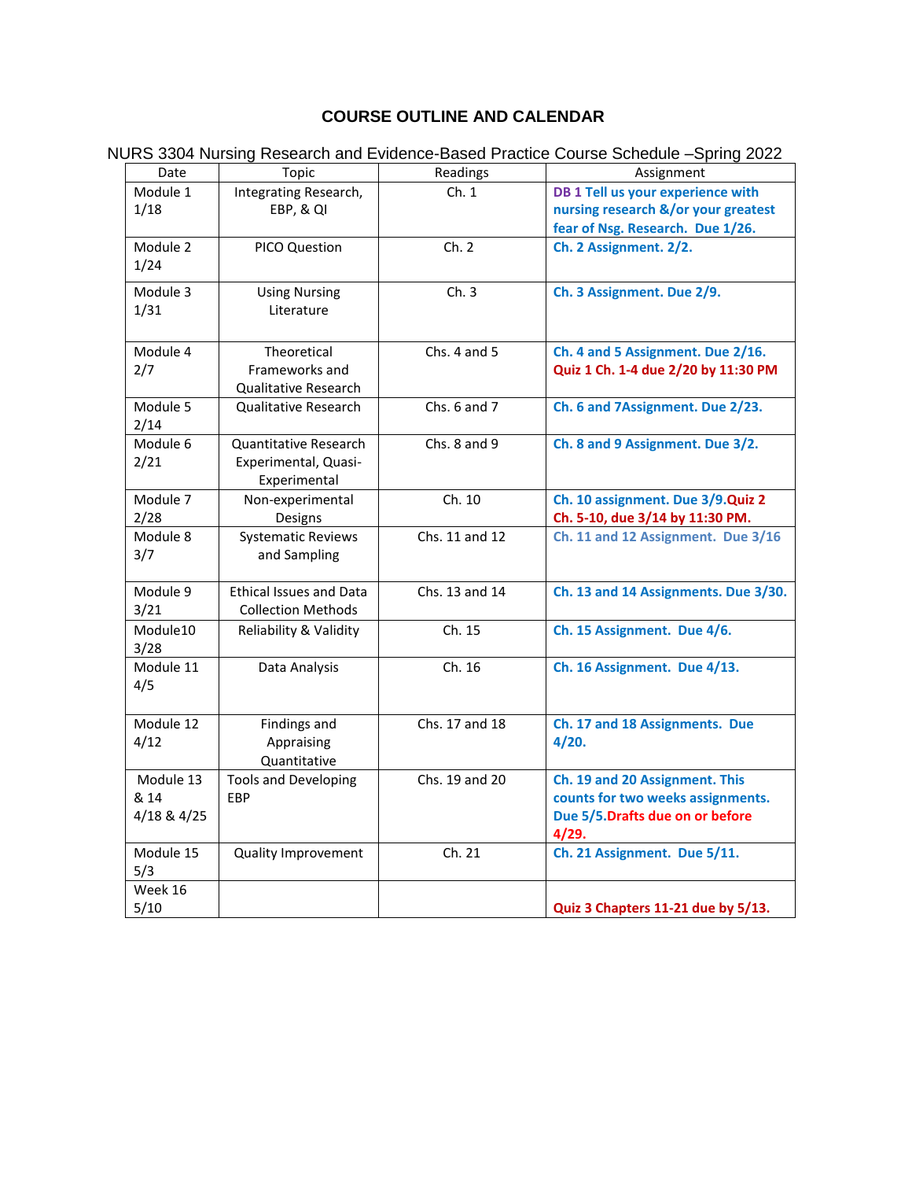# COURSE OUTLINE AND CALENDAR

NURS 3304 Nursing Research and Evidence-Based Practice Course Schedule –Spring 2022

| Date | Topic | Readings | Assignment |
|---|---|---|---|
| Module 1 1/18 | Integrating Research, EBP, & QI | Ch. 1 | **DB 1 Tell us your experience with nursing research &/or your greatest fear of Nsg. Research. Due 1/26.** |
| Module 2 1/24 | PICO Question | Ch. 2 | **Ch. 2 Assignment. 2/2.** |
| Module 3 1/31 | Using Nursing Literature | Ch. 3 | **Ch. 3 Assignment. Due 2/9.** |
| Module 4 2/7 | Theoretical Frameworks and Qualitative Research | Chs. 4 and 5 | **Ch. 4 and 5 Assignment. Due 2/16. Quiz 1 Ch. 1-4 due 2/20 by 11:30 PM** |
| Module 5 2/14 | Qualitative Research | Chs. 6 and 7 | **Ch. 6 and 7Assignment. Due 2/23.** |
| Module 6 2/21 | Quantitative Research Experimental, Quasi-Experimental | Chs. 8 and 9 | **Ch. 8 and 9 Assignment. Due 3/2.** |
| Module 7 2/28 | Non-experimental Designs | Ch. 10 | **Ch. 10 assignment. Due 3/9.Quiz 2 Ch. 5-10, due 3/14 by 11:30 PM.** |
| Module 8 3/7 | Systematic Reviews and Sampling | Chs. 11 and 12 | **Ch. 11 and 12 Assignment. Due 3/16** |
| Module 9 3/21 | Ethical Issues and Data Collection Methods | Chs. 13 and 14 | **Ch. 13 and 14 Assignments. Due 3/30.** |
| Module10 3/28 | Reliability & Validity | Ch. 15 | **Ch. 15 Assignment. Due 4/6.** |
| Module 11 4/5 | Data Analysis | Ch. 16 | **Ch. 16 Assignment. Due 4/13.** |
| Module 12 4/12 | Findings and Appraising Quantitative | Chs. 17 and 18 | **Ch. 17 and 18 Assignments. Due 4/20.** |
| Module 13 & 14 4/18 & 4/25 | Tools and Developing EBP | Chs. 19 and 20 | **Ch. 19 and 20 Assignment. This counts for two weeks assignments. Due 5/5.Drafts due on or before 4/29.** |
| Module 15 5/3 | Quality Improvement | Ch. 21 | **Ch. 21 Assignment. Due 5/11.** |
| Week 16 5/10 | | | **Quiz 3 Chapters 11-21 due by 5/13.** |